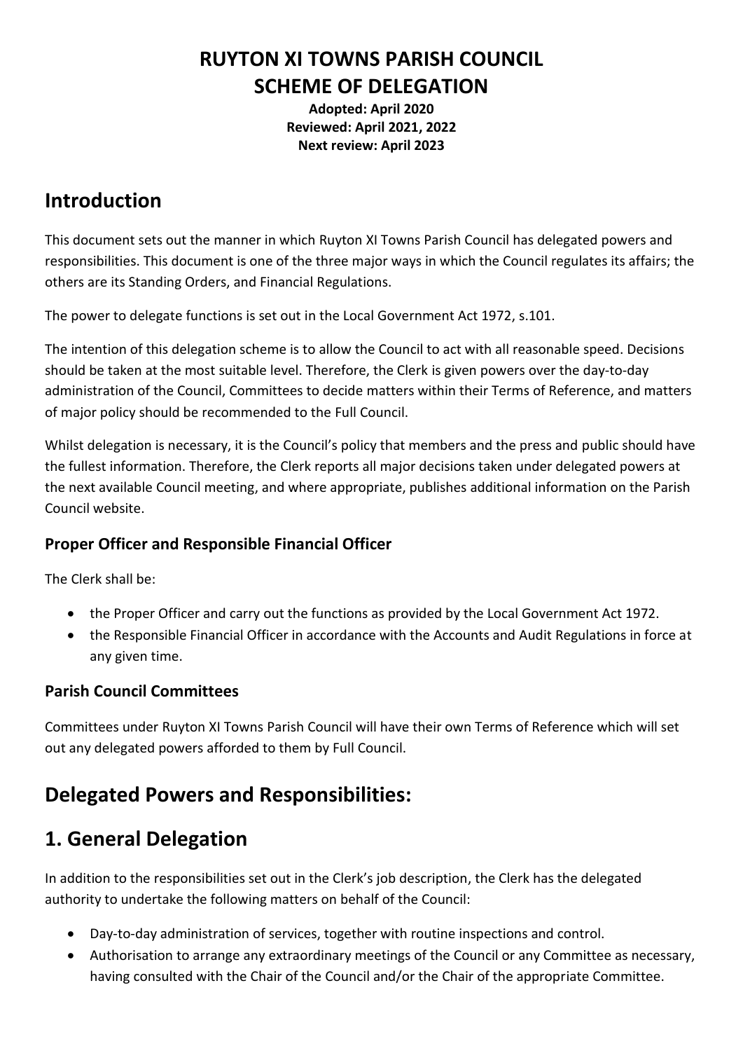# RUYTON XI TOWNS PARISH COUNCIL
# SCHEME OF DELEGATION

**Adopted: April 2020**
**Reviewed: April 2021, 2022**
**Next review: April 2023**

## Introduction

This document sets out the manner in which Ruyton XI Towns Parish Council has delegated powers and responsibilities. This document is one of the three major ways in which the Council regulates its affairs; the others are its Standing Orders, and Financial Regulations.

The power to delegate functions is set out in the Local Government Act 1972, s.101.

The intention of this delegation scheme is to allow the Council to act with all reasonable speed. Decisions should be taken at the most suitable level. Therefore, the Clerk is given powers over the day-to-day administration of the Council, Committees to decide matters within their Terms of Reference, and matters of major policy should be recommended to the Full Council.

Whilst delegation is necessary, it is the Council's policy that members and the press and public should have the fullest information. Therefore, the Clerk reports all major decisions taken under delegated powers at the next available Council meeting, and where appropriate, publishes additional information on the Parish Council website.

### Proper Officer and Responsible Financial Officer

The Clerk shall be:

- the Proper Officer and carry out the functions as provided by the Local Government Act 1972.
- the Responsible Financial Officer in accordance with the Accounts and Audit Regulations in force at any given time.

### Parish Council Committees

Committees under Ruyton XI Towns Parish Council will have their own Terms of Reference which will set out any delegated powers afforded to them by Full Council.

## Delegated Powers and Responsibilities:

## 1. General Delegation

In addition to the responsibilities set out in the Clerk's job description, the Clerk has the delegated authority to undertake the following matters on behalf of the Council:

- Day-to-day administration of services, together with routine inspections and control.
- Authorisation to arrange any extraordinary meetings of the Council or any Committee as necessary, having consulted with the Chair of the Council and/or the Chair of the appropriate Committee.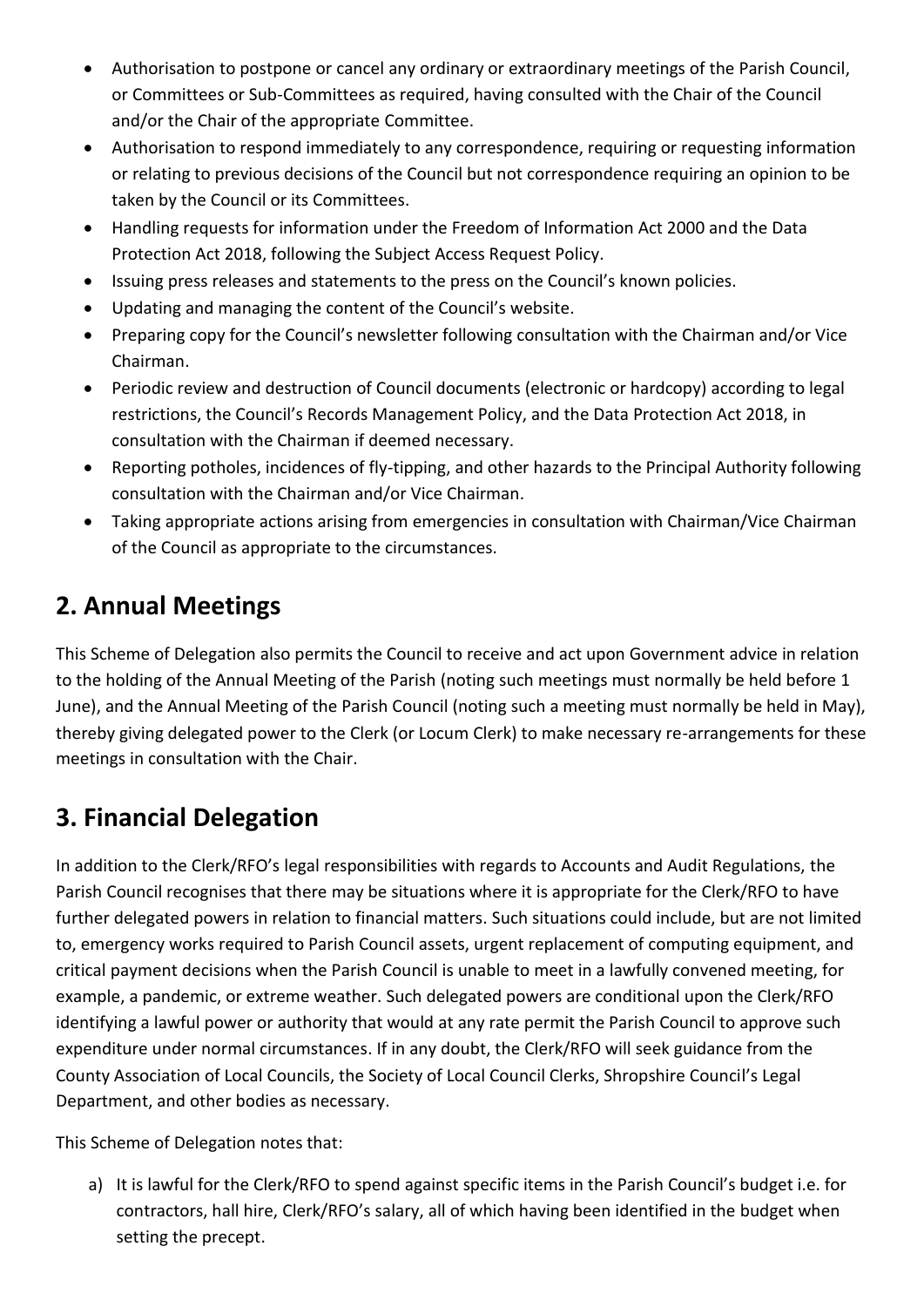- Authorisation to postpone or cancel any ordinary or extraordinary meetings of the Parish Council, or Committees or Sub-Committees as required, having consulted with the Chair of the Council and/or the Chair of the appropriate Committee.
- Authorisation to respond immediately to any correspondence, requiring or requesting information or relating to previous decisions of the Council but not correspondence requiring an opinion to be taken by the Council or its Committees.
- Handling requests for information under the Freedom of Information Act 2000 and the Data Protection Act 2018, following the Subject Access Request Policy.
- Issuing press releases and statements to the press on the Council's known policies.
- Updating and managing the content of the Council's website.
- Preparing copy for the Council's newsletter following consultation with the Chairman and/or Vice Chairman.
- Periodic review and destruction of Council documents (electronic or hardcopy) according to legal restrictions, the Council's Records Management Policy, and the Data Protection Act 2018, in consultation with the Chairman if deemed necessary.
- Reporting potholes, incidences of fly-tipping, and other hazards to the Principal Authority following consultation with the Chairman and/or Vice Chairman.
- Taking appropriate actions arising from emergencies in consultation with Chairman/Vice Chairman of the Council as appropriate to the circumstances.

## 2. Annual Meetings

This Scheme of Delegation also permits the Council to receive and act upon Government advice in relation to the holding of the Annual Meeting of the Parish (noting such meetings must normally be held before 1 June), and the Annual Meeting of the Parish Council (noting such a meeting must normally be held in May), thereby giving delegated power to the Clerk (or Locum Clerk) to make necessary re-arrangements for these meetings in consultation with the Chair.

## 3. Financial Delegation

In addition to the Clerk/RFO's legal responsibilities with regards to Accounts and Audit Regulations, the Parish Council recognises that there may be situations where it is appropriate for the Clerk/RFO to have further delegated powers in relation to financial matters. Such situations could include, but are not limited to, emergency works required to Parish Council assets, urgent replacement of computing equipment, and critical payment decisions when the Parish Council is unable to meet in a lawfully convened meeting, for example, a pandemic, or extreme weather. Such delegated powers are conditional upon the Clerk/RFO identifying a lawful power or authority that would at any rate permit the Parish Council to approve such expenditure under normal circumstances. If in any doubt, the Clerk/RFO will seek guidance from the County Association of Local Councils, the Society of Local Council Clerks, Shropshire Council's Legal Department, and other bodies as necessary.

This Scheme of Delegation notes that:

a) It is lawful for the Clerk/RFO to spend against specific items in the Parish Council's budget i.e. for contractors, hall hire, Clerk/RFO's salary, all of which having been identified in the budget when setting the precept.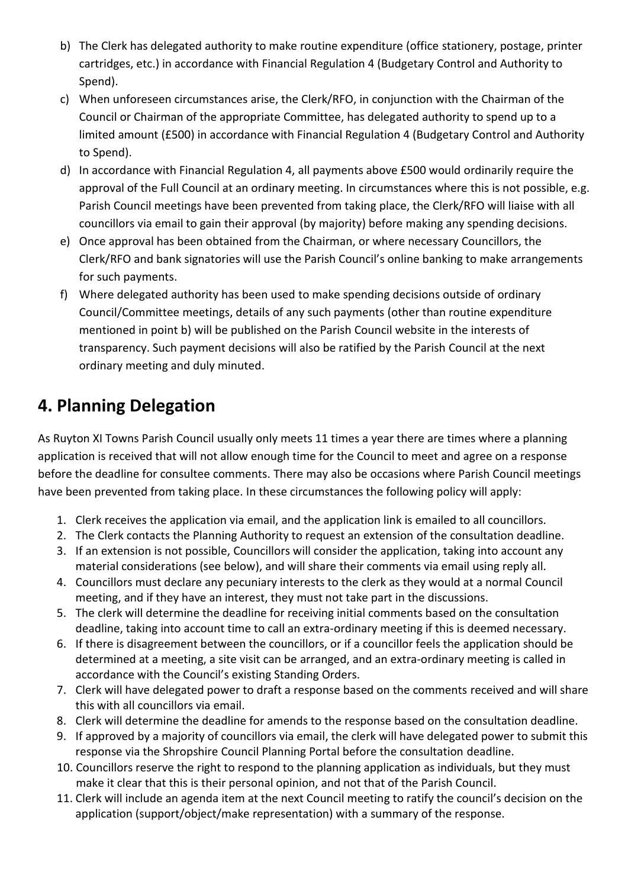b) The Clerk has delegated authority to make routine expenditure (office stationery, postage, printer cartridges, etc.) in accordance with Financial Regulation 4 (Budgetary Control and Authority to Spend).
c) When unforeseen circumstances arise, the Clerk/RFO, in conjunction with the Chairman of the Council or Chairman of the appropriate Committee, has delegated authority to spend up to a limited amount (£500) in accordance with Financial Regulation 4 (Budgetary Control and Authority to Spend).
d) In accordance with Financial Regulation 4, all payments above £500 would ordinarily require the approval of the Full Council at an ordinary meeting. In circumstances where this is not possible, e.g. Parish Council meetings have been prevented from taking place, the Clerk/RFO will liaise with all councillors via email to gain their approval (by majority) before making any spending decisions.
e) Once approval has been obtained from the Chairman, or where necessary Councillors, the Clerk/RFO and bank signatories will use the Parish Council's online banking to make arrangements for such payments.
f) Where delegated authority has been used to make spending decisions outside of ordinary Council/Committee meetings, details of any such payments (other than routine expenditure mentioned in point b) will be published on the Parish Council website in the interests of transparency. Such payment decisions will also be ratified by the Parish Council at the next ordinary meeting and duly minuted.

## 4. Planning Delegation

As Ruyton XI Towns Parish Council usually only meets 11 times a year there are times where a planning application is received that will not allow enough time for the Council to meet and agree on a response before the deadline for consultee comments. There may also be occasions where Parish Council meetings have been prevented from taking place. In these circumstances the following policy will apply:

1. Clerk receives the application via email, and the application link is emailed to all councillors.
2. The Clerk contacts the Planning Authority to request an extension of the consultation deadline.
3. If an extension is not possible, Councillors will consider the application, taking into account any material considerations (see below), and will share their comments via email using reply all.
4. Councillors must declare any pecuniary interests to the clerk as they would at a normal Council meeting, and if they have an interest, they must not take part in the discussions.
5. The clerk will determine the deadline for receiving initial comments based on the consultation deadline, taking into account time to call an extra-ordinary meeting if this is deemed necessary.
6. If there is disagreement between the councillors, or if a councillor feels the application should be determined at a meeting, a site visit can be arranged, and an extra-ordinary meeting is called in accordance with the Council's existing Standing Orders.
7. Clerk will have delegated power to draft a response based on the comments received and will share this with all councillors via email.
8. Clerk will determine the deadline for amends to the response based on the consultation deadline.
9. If approved by a majority of councillors via email, the clerk will have delegated power to submit this response via the Shropshire Council Planning Portal before the consultation deadline.
10. Councillors reserve the right to respond to the planning application as individuals, but they must make it clear that this is their personal opinion, and not that of the Parish Council.
11. Clerk will include an agenda item at the next Council meeting to ratify the council's decision on the application (support/object/make representation) with a summary of the response.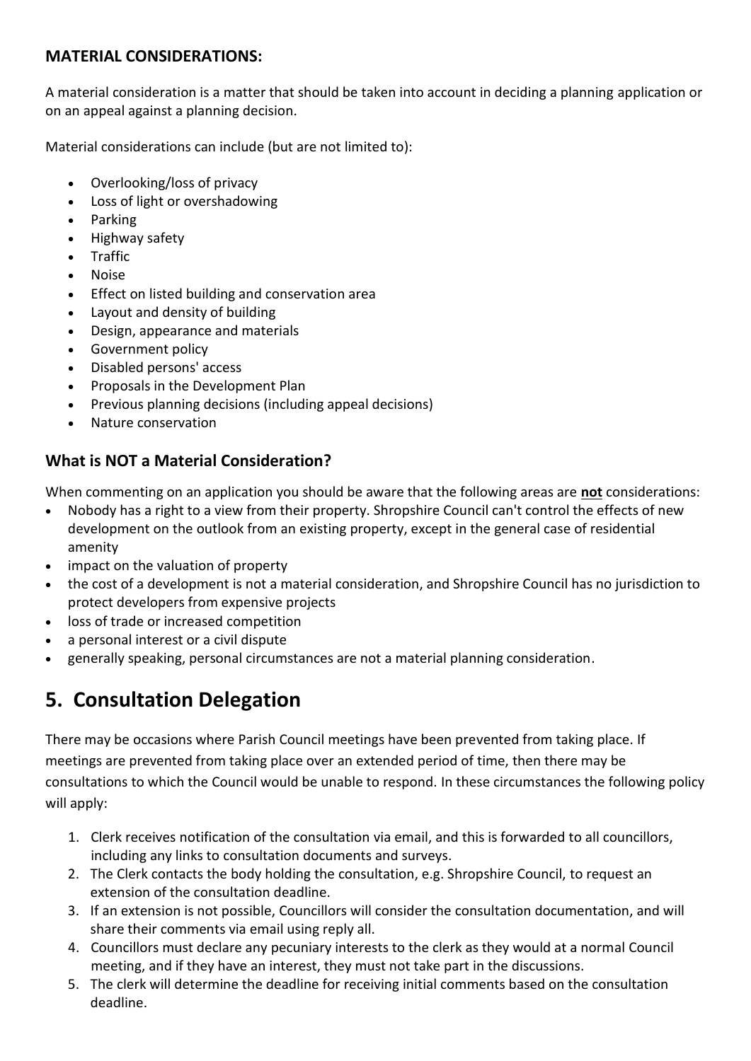### MATERIAL CONSIDERATIONS:

A material consideration is a matter that should be taken into account in deciding a planning application or on an appeal against a planning decision.

Material considerations can include (but are not limited to):

- Overlooking/loss of privacy
- Loss of light or overshadowing
- Parking
- Highway safety
- Traffic
- Noise
- Effect on listed building and conservation area
- Layout and density of building
- Design, appearance and materials
- Government policy
- Disabled persons' access
- Proposals in the Development Plan
- Previous planning decisions (including appeal decisions)
- Nature conservation

### What is NOT a Material Consideration?

When commenting on an application you should be aware that the following areas are **not** considerations:

- Nobody has a right to a view from their property. Shropshire Council can't control the effects of new development on the outlook from an existing property, except in the general case of residential amenity
- impact on the valuation of property
- the cost of a development is not a material consideration, and Shropshire Council has no jurisdiction to protect developers from expensive projects
- loss of trade or increased competition
- a personal interest or a civil dispute
- generally speaking, personal circumstances are not a material planning consideration.

## 5. Consultation Delegation

There may be occasions where Parish Council meetings have been prevented from taking place. If meetings are prevented from taking place over an extended period of time, then there may be consultations to which the Council would be unable to respond. In these circumstances the following policy will apply:

1. Clerk receives notification of the consultation via email, and this is forwarded to all councillors, including any links to consultation documents and surveys.
2. The Clerk contacts the body holding the consultation, e.g. Shropshire Council, to request an extension of the consultation deadline.
3. If an extension is not possible, Councillors will consider the consultation documentation, and will share their comments via email using reply all.
4. Councillors must declare any pecuniary interests to the clerk as they would at a normal Council meeting, and if they have an interest, they must not take part in the discussions.
5. The clerk will determine the deadline for receiving initial comments based on the consultation deadline.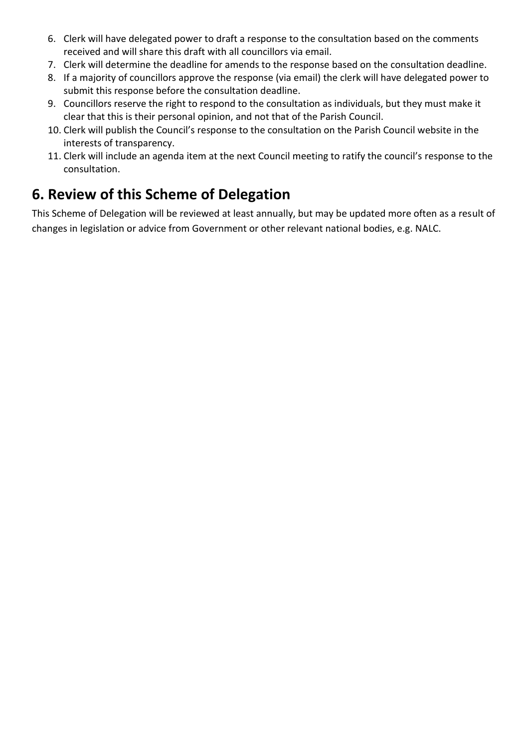6. Clerk will have delegated power to draft a response to the consultation based on the comments received and will share this draft with all councillors via email.
7. Clerk will determine the deadline for amends to the response based on the consultation deadline.
8. If a majority of councillors approve the response (via email) the clerk will have delegated power to submit this response before the consultation deadline.
9. Councillors reserve the right to respond to the consultation as individuals, but they must make it clear that this is their personal opinion, and not that of the Parish Council.
10. Clerk will publish the Council's response to the consultation on the Parish Council website in the interests of transparency.
11. Clerk will include an agenda item at the next Council meeting to ratify the council's response to the consultation.

## 6. Review of this Scheme of Delegation

This Scheme of Delegation will be reviewed at least annually, but may be updated more often as a result of changes in legislation or advice from Government or other relevant national bodies, e.g. NALC.